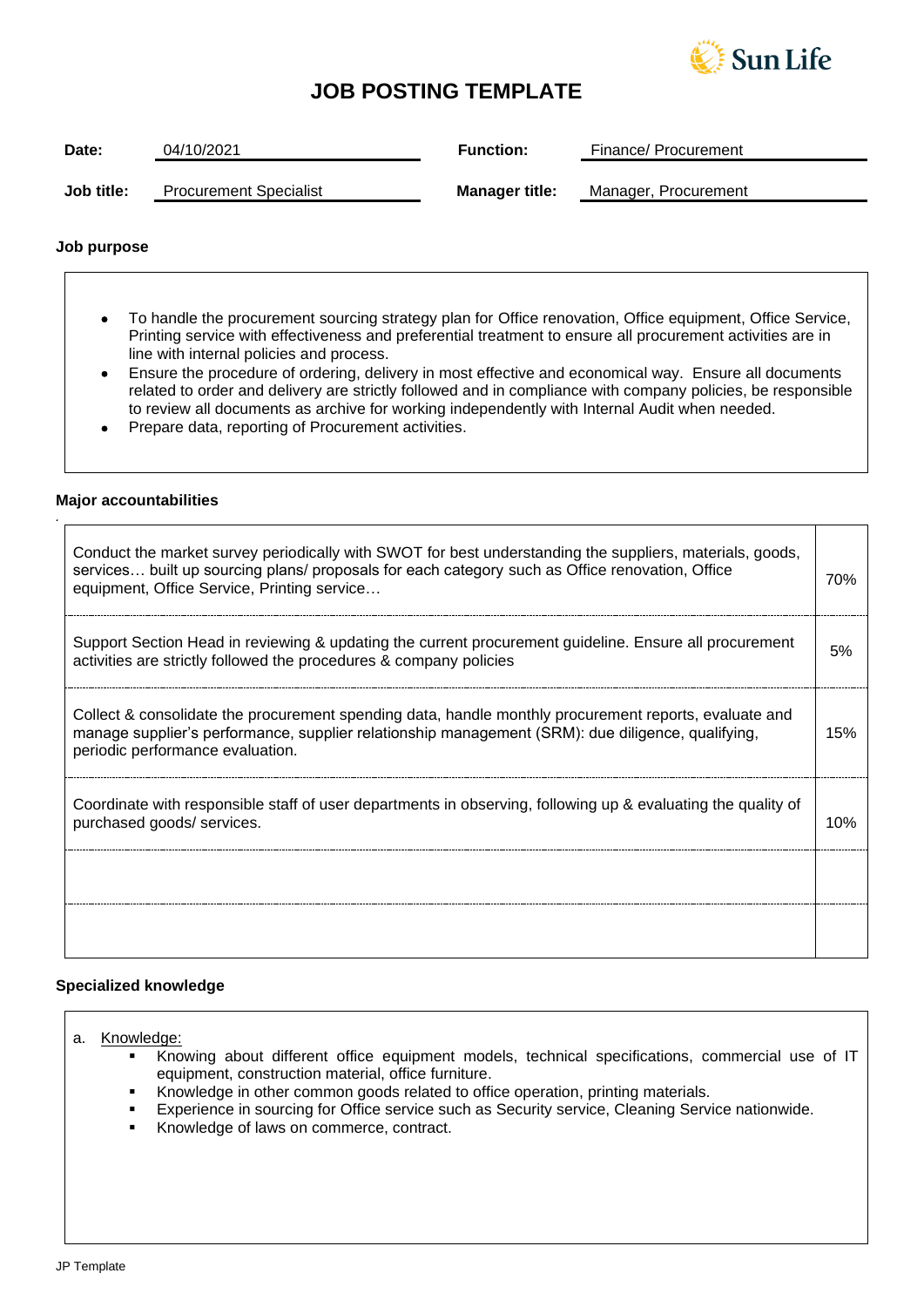# JOB POSTING TEMPLATE

| | | | |
|---|---|---|---|
| **Date:** | 04/10/2021 | **Function:** | Finance/ Procurement |
| **Job title:** | Procurement Specialist | **Manager title:** | Manager, Procurement |

**Job purpose**

- To handle the procurement sourcing strategy plan for Office renovation, Office equipment, Office Service, Printing service with effectiveness and preferential treatment to ensure all procurement activities are in line with internal policies and process.
- Ensure the procedure of ordering, delivery in most effective and economical way. Ensure all documents related to order and delivery are strictly followed and in compliance with company policies, be responsible to review all documents as archive for working independently with Internal Audit when needed.
- Prepare data, reporting of Procurement activities.

**Major accountabilities**

| Accountability | % |
|---|---|
| Conduct the market survey periodically with SWOT for best understanding the suppliers, materials, goods, services… built up sourcing plans/ proposals for each category such as Office renovation, Office equipment, Office Service, Printing service… | 70% |
| Support Section Head in reviewing & updating the current procurement guideline. Ensure all procurement activities are strictly followed the procedures & company policies | 5% |
| Collect & consolidate the procurement spending data, handle monthly procurement reports, evaluate and manage supplier's performance, supplier relationship management (SRM): due diligence, qualifying, periodic performance evaluation. | 15% |
| Coordinate with responsible staff of user departments in observing, following up & evaluating the quality of purchased goods/ services. | 10% |
| | |
| | |

**Specialized knowledge**

a. Knowledge:
   - Knowing about different office equipment models, technical specifications, commercial use of IT equipment, construction material, office furniture.
   - Knowledge in other common goods related to office operation, printing materials.
   - Experience in sourcing for Office service such as Security service, Cleaning Service nationwide.
   - Knowledge of laws on commerce, contract.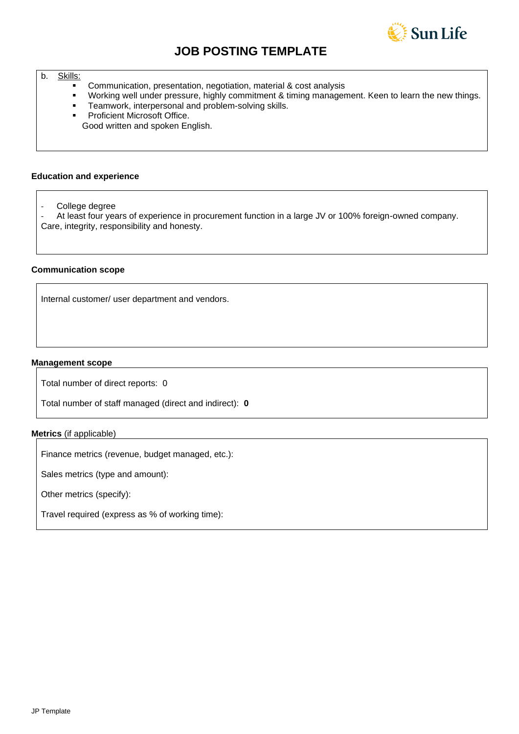# JOB POSTING TEMPLATE

b. Skills:

- Communication, presentation, negotiation, material & cost analysis
- Working well under pressure, highly commitment & timing management. Keen to learn the new things.
- Teamwork, interpersonal and problem-solving skills.
- Proficient Microsoft Office.

Good written and spoken English.

**Education and experience**

- College degree
- At least four years of experience in procurement function in a large JV or 100% foreign-owned company.

Care, integrity, responsibility and honesty.

**Communication scope**

Internal customer/ user department and vendors.

**Management scope**

Total number of direct reports: 0

Total number of staff managed (direct and indirect): **0**

**Metrics** (if applicable)

Finance metrics (revenue, budget managed, etc.):

Sales metrics (type and amount):

Other metrics (specify):

Travel required (express as % of working time):